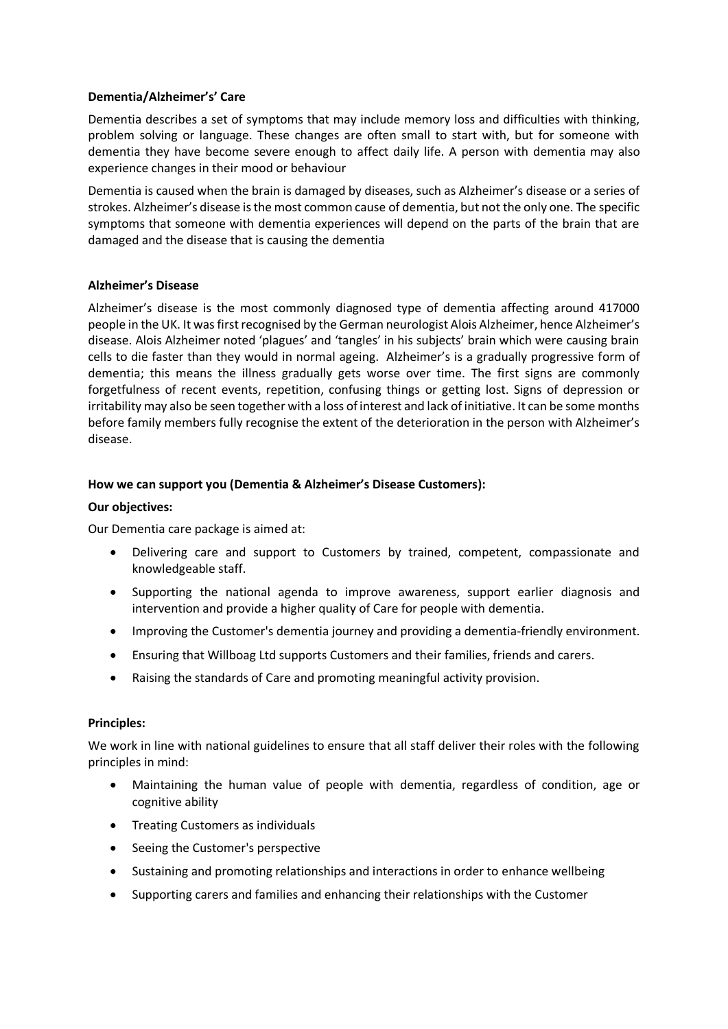**Dementia/Alzheimer's' Care**

Dementia describes a set of symptoms that may include memory loss and difficulties with thinking, problem solving or language. These changes are often small to start with, but for someone with dementia they have become severe enough to affect daily life. A person with dementia may also experience changes in their mood or behaviour

Dementia is caused when the brain is damaged by diseases, such as Alzheimer's disease or a series of strokes. Alzheimer's disease is the most common cause of dementia, but not the only one. The specific symptoms that someone with dementia experiences will depend on the parts of the brain that are damaged and the disease that is causing the dementia

**Alzheimer's Disease**

Alzheimer's disease is the most commonly diagnosed type of dementia affecting around 417000 people in the UK. It was first recognised by the German neurologist Alois Alzheimer, hence Alzheimer's disease. Alois Alzheimer noted 'plagues' and 'tangles' in his subjects' brain which were causing brain cells to die faster than they would in normal ageing. Alzheimer's is a gradually progressive form of dementia; this means the illness gradually gets worse over time. The first signs are commonly forgetfulness of recent events, repetition, confusing things or getting lost. Signs of depression or irritability may also be seen together with a loss of interest and lack of initiative. It can be some months before family members fully recognise the extent of the deterioration in the person with Alzheimer's disease.

**How we can support you (Dementia & Alzheimer's Disease Customers):**

**Our objectives:**

Our Dementia care package is aimed at:

- Delivering care and support to Customers by trained, competent, compassionate and knowledgeable staff.
- Supporting the national agenda to improve awareness, support earlier diagnosis and intervention and provide a higher quality of Care for people with dementia.
- Improving the Customer's dementia journey and providing a dementia-friendly environment.
- Ensuring that Willboag Ltd supports Customers and their families, friends and carers.
- Raising the standards of Care and promoting meaningful activity provision.

**Principles:**

We work in line with national guidelines to ensure that all staff deliver their roles with the following principles in mind:

- Maintaining the human value of people with dementia, regardless of condition, age or cognitive ability
- Treating Customers as individuals
- Seeing the Customer's perspective
- Sustaining and promoting relationships and interactions in order to enhance wellbeing
- Supporting carers and families and enhancing their relationships with the Customer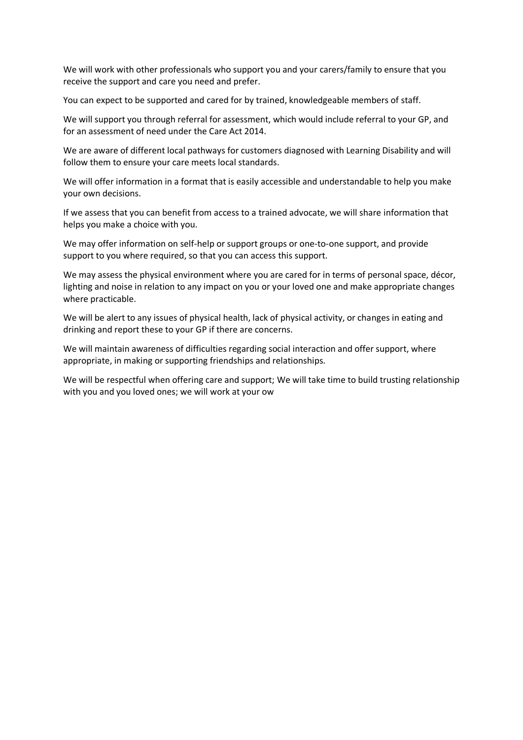We will work with other professionals who support you and your carers/family to ensure that you receive the support and care you need and prefer.

You can expect to be supported and cared for by trained, knowledgeable members of staff.

We will support you through referral for assessment, which would include referral to your GP, and for an assessment of need under the Care Act 2014.

We are aware of different local pathways for customers diagnosed with Learning Disability and will follow them to ensure your care meets local standards.

We will offer information in a format that is easily accessible and understandable to help you make your own decisions.

If we assess that you can benefit from access to a trained advocate, we will share information that helps you make a choice with you.

We may offer information on self-help or support groups or one-to-one support, and provide support to you where required, so that you can access this support.

We may assess the physical environment where you are cared for in terms of personal space, décor, lighting and noise in relation to any impact on you or your loved one and make appropriate changes where practicable.

We will be alert to any issues of physical health, lack of physical activity, or changes in eating and drinking and report these to your GP if there are concerns.

We will maintain awareness of difficulties regarding social interaction and offer support, where appropriate, in making or supporting friendships and relationships.

We will be respectful when offering care and support; We will take time to build trusting relationship with you and you loved ones; we will work at your ow